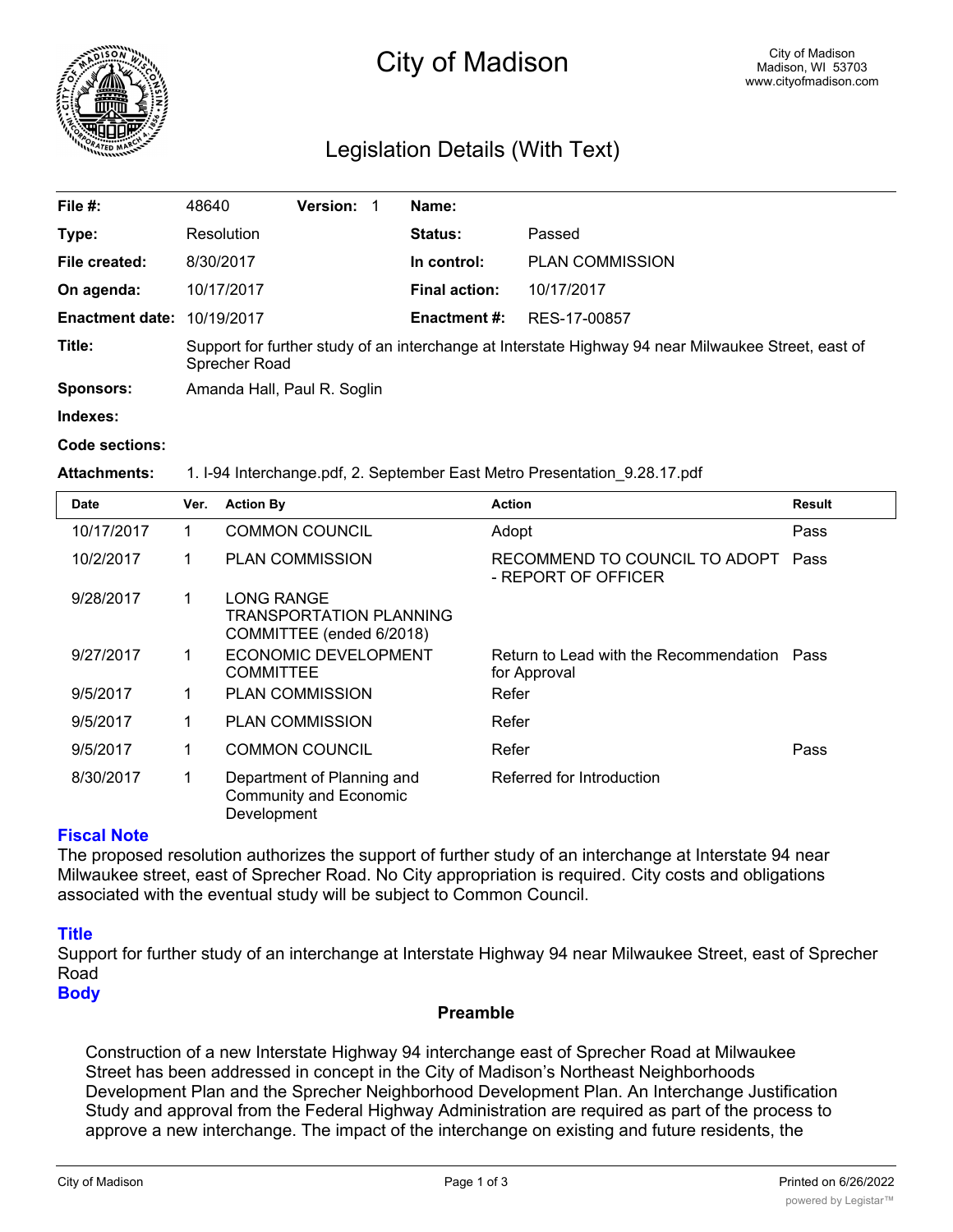# City of Madison

City of Madison
Madison, WI 53703
www.cityofmadison.com

## Legislation Details (With Text)

| | | | |
|---|---|---|---|
| **File #:** | 48640 **Version:** 1 | **Name:** | |
| **Type:** | Resolution | **Status:** | Passed |
| **File created:** | 8/30/2017 | **In control:** | PLAN COMMISSION |
| **On agenda:** | 10/17/2017 | **Final action:** | 10/17/2017 |
| **Enactment date:** | 10/19/2017 | **Enactment #:** | RES-17-00857 |

**Title:** Support for further study of an interchange at Interstate Highway 94 near Milwaukee Street, east of Sprecher Road

**Sponsors:** Amanda Hall, Paul R. Soglin

**Indexes:**

**Code sections:**

**Attachments:** 1. I-94 Interchange.pdf, 2. September East Metro Presentation_9.28.17.pdf

| Date | Ver. | Action By | Action | Result |
|---|---|---|---|---|
| 10/17/2017 | 1 | COMMON COUNCIL | Adopt | Pass |
| 10/2/2017 | 1 | PLAN COMMISSION | RECOMMEND TO COUNCIL TO ADOPT - REPORT OF OFFICER | Pass |
| 9/28/2017 | 1 | LONG RANGE TRANSPORTATION PLANNING COMMITTEE (ended 6/2018) | | |
| 9/27/2017 | 1 | ECONOMIC DEVELOPMENT COMMITTEE | Return to Lead with the Recommendation for Approval | Pass |
| 9/5/2017 | 1 | PLAN COMMISSION | Refer | |
| 9/5/2017 | 1 | PLAN COMMISSION | Refer | |
| 9/5/2017 | 1 | COMMON COUNCIL | Refer | Pass |
| 8/30/2017 | 1 | Department of Planning and Community and Economic Development | Referred for Introduction | |

### Fiscal Note

The proposed resolution authorizes the support of further study of an interchange at Interstate 94 near Milwaukee street, east of Sprecher Road. No City appropriation is required. City costs and obligations associated with the eventual study will be subject to Common Council.

### Title

Support for further study of an interchange at Interstate Highway 94 near Milwaukee Street, east of Sprecher Road

### Body

**Preamble**

Construction of a new Interstate Highway 94 interchange east of Sprecher Road at Milwaukee Street has been addressed in concept in the City of Madison's Northeast Neighborhoods Development Plan and the Sprecher Neighborhood Development Plan. An Interchange Justification Study and approval from the Federal Highway Administration are required as part of the process to approve a new interchange. The impact of the interchange on existing and future residents, the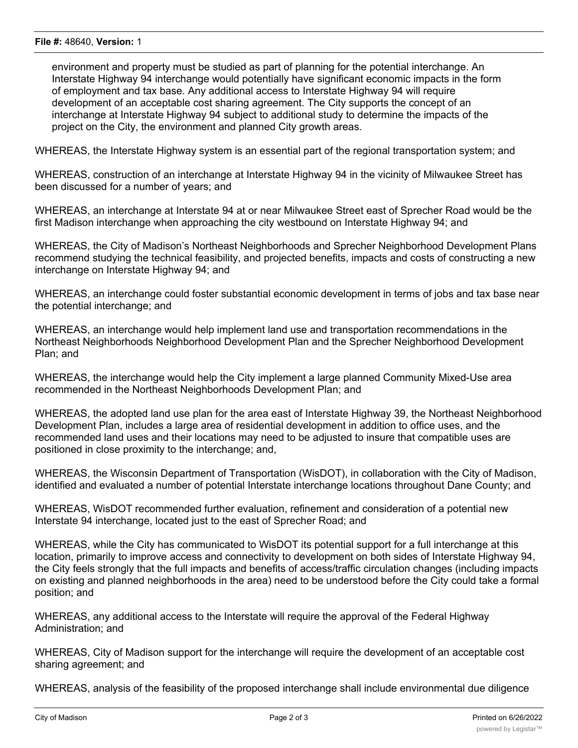environment and property must be studied as part of planning for the potential interchange. An Interstate Highway 94 interchange would potentially have significant economic impacts in the form of employment and tax base. Any additional access to Interstate Highway 94 will require development of an acceptable cost sharing agreement. The City supports the concept of an interchange at Interstate Highway 94 subject to additional study to determine the impacts of the project on the City, the environment and planned City growth areas.

WHEREAS, the Interstate Highway system is an essential part of the regional transportation system; and

WHEREAS, construction of an interchange at Interstate Highway 94 in the vicinity of Milwaukee Street has been discussed for a number of years; and

WHEREAS, an interchange at Interstate 94 at or near Milwaukee Street east of Sprecher Road would be the first Madison interchange when approaching the city westbound on Interstate Highway 94; and

WHEREAS, the City of Madison's Northeast Neighborhoods and Sprecher Neighborhood Development Plans recommend studying the technical feasibility, and projected benefits, impacts and costs of constructing a new interchange on Interstate Highway 94; and

WHEREAS, an interchange could foster substantial economic development in terms of jobs and tax base near the potential interchange; and

WHEREAS, an interchange would help implement land use and transportation recommendations in the Northeast Neighborhoods Neighborhood Development Plan and the Sprecher Neighborhood Development Plan; and

WHEREAS, the interchange would help the City implement a large planned Community Mixed-Use area recommended in the Northeast Neighborhoods Development Plan; and

WHEREAS, the adopted land use plan for the area east of Interstate Highway 39, the Northeast Neighborhood Development Plan, includes a large area of residential development in addition to office uses, and the recommended land uses and their locations may need to be adjusted to insure that compatible uses are positioned in close proximity to the interchange; and,

WHEREAS, the Wisconsin Department of Transportation (WisDOT), in collaboration with the City of Madison, identified and evaluated a number of potential Interstate interchange locations throughout Dane County; and

WHEREAS, WisDOT recommended further evaluation, refinement and consideration of a potential new Interstate 94 interchange, located just to the east of Sprecher Road; and

WHEREAS, while the City has communicated to WisDOT its potential support for a full interchange at this location, primarily to improve access and connectivity to development on both sides of Interstate Highway 94, the City feels strongly that the full impacts and benefits of access/traffic circulation changes (including impacts on existing and planned neighborhoods in the area) need to be understood before the City could take a formal position; and

WHEREAS, any additional access to the Interstate will require the approval of the Federal Highway Administration; and

WHEREAS, City of Madison support for the interchange will require the development of an acceptable cost sharing agreement; and

WHEREAS, analysis of the feasibility of the proposed interchange shall include environmental due diligence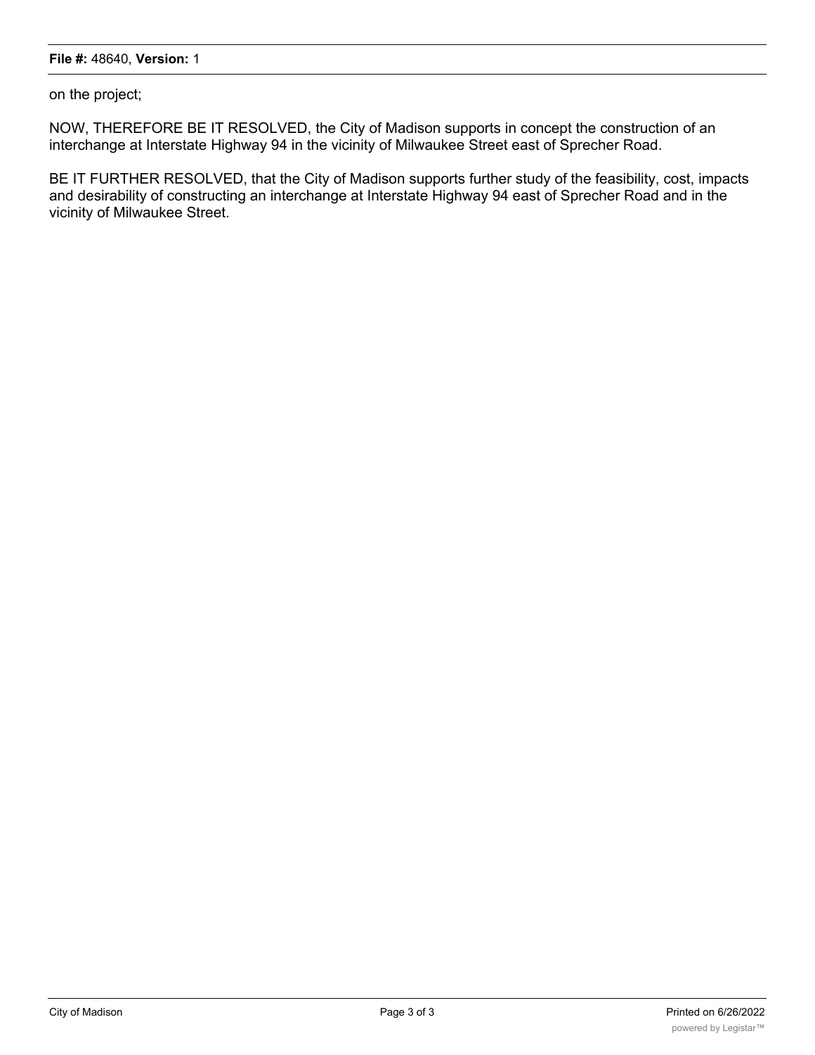on the project;

NOW, THEREFORE BE IT RESOLVED, the City of Madison supports in concept the construction of an interchange at Interstate Highway 94 in the vicinity of Milwaukee Street east of Sprecher Road.

BE IT FURTHER RESOLVED, that the City of Madison supports further study of the feasibility, cost, impacts and desirability of constructing an interchange at Interstate Highway 94 east of Sprecher Road and in the vicinity of Milwaukee Street.